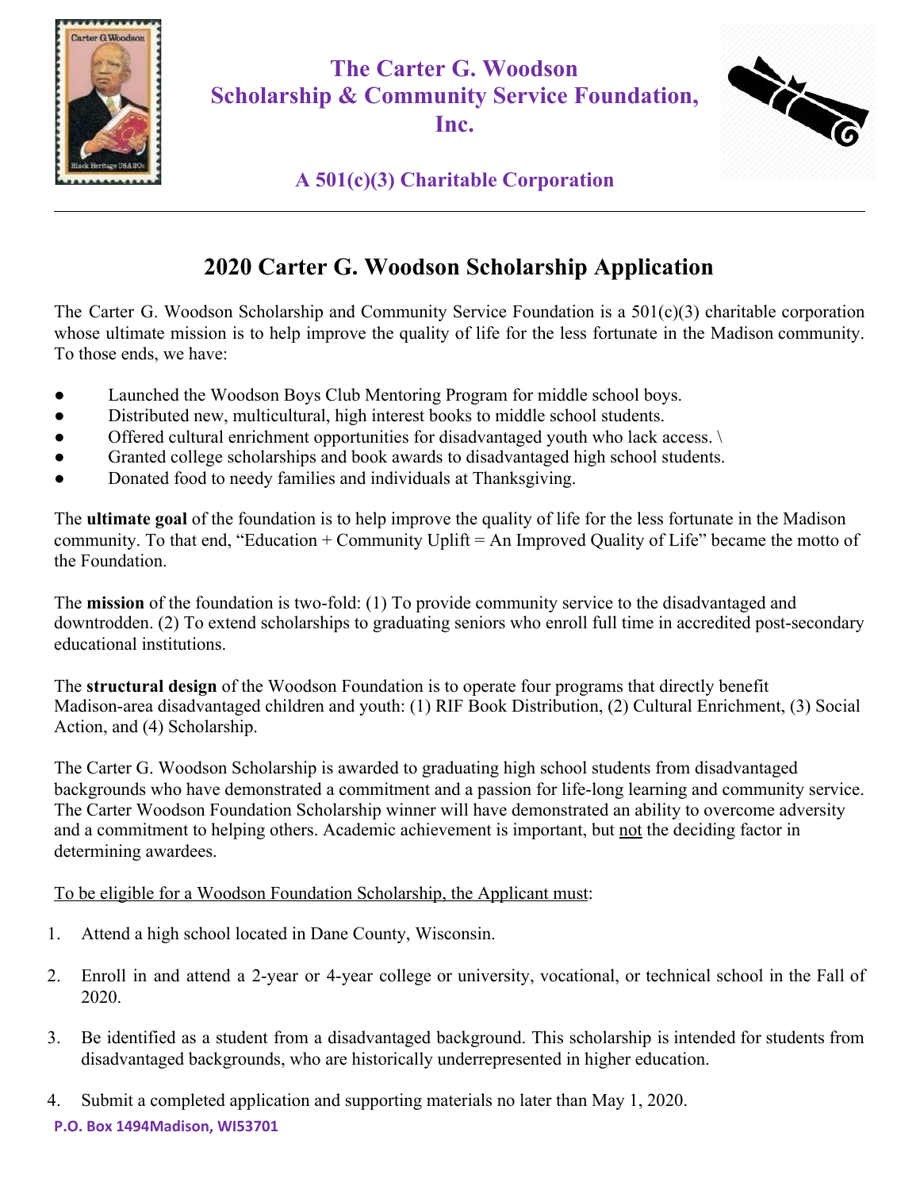# The Carter G. Woodson Scholarship & Community Service Foundation, Inc.

**A 501(c)(3) Charitable Corporation**

---

## 2020 Carter G. Woodson Scholarship Application

The Carter G. Woodson Scholarship and Community Service Foundation is a 501(c)(3) charitable corporation whose ultimate mission is to help improve the quality of life for the less fortunate in the Madison community. To those ends, we have:

- Launched the Woodson Boys Club Mentoring Program for middle school boys.
- Distributed new, multicultural, high interest books to middle school students.
- Offered cultural enrichment opportunities for disadvantaged youth who lack access. \
- Granted college scholarships and book awards to disadvantaged high school students.
- Donated food to needy families and individuals at Thanksgiving.

The **ultimate goal** of the foundation is to help improve the quality of life for the less fortunate in the Madison community. To that end, "Education + Community Uplift = An Improved Quality of Life" became the motto of the Foundation.

The **mission** of the foundation is two-fold: (1) To provide community service to the disadvantaged and downtrodden. (2) To extend scholarships to graduating seniors who enroll full time in accredited post-secondary educational institutions.

The **structural design** of the Woodson Foundation is to operate four programs that directly benefit Madison-area disadvantaged children and youth: (1) RIF Book Distribution, (2) Cultural Enrichment, (3) Social Action, and (4) Scholarship.

The Carter G. Woodson Scholarship is awarded to graduating high school students from disadvantaged backgrounds who have demonstrated a commitment and a passion for life-long learning and community service. The Carter Woodson Foundation Scholarship winner will have demonstrated an ability to overcome adversity and a commitment to helping others. Academic achievement is important, but <u>not</u> the deciding factor in determining awardees.

<u>To be eligible for a Woodson Foundation Scholarship, the Applicant must</u>:

1. Attend a high school located in Dane County, Wisconsin.

2. Enroll in and attend a 2-year or 4-year college or university, vocational, or technical school in the Fall of 2020.

3. Be identified as a student from a disadvantaged background. This scholarship is intended for students from disadvantaged backgrounds, who are historically underrepresented in higher education.

4. Submit a completed application and supporting materials no later than May 1, 2020.

**P.O. Box 1494Madison, WI53701**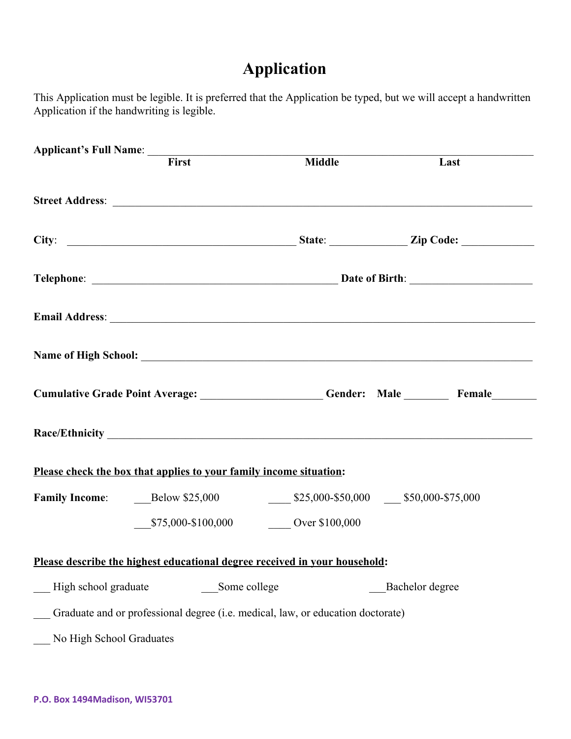# Application

This Application must be legible. It is preferred that the Application be typed, but we will accept a handwritten Application if the handwriting is legible.

**Applicant's Full Name**: ______________________________________________________________

**First** **Middle** **Last**

**Street Address**: ______________________________________________________________

**City**: ________________________________ **State**: ____________ **Zip Code**: ____________

**Telephone**: ________________________________ **Date of Birth**: ____________________

**Email Address**: ______________________________________________________________

**Name of High School:** ______________________________________________________________

**Cumulative Grade Point Average:** ____________________ **Gender: Male** ________ **Female**________

**Race/Ethnicity** ______________________________________________________________

**<u>Please check the box that applies to your family income situation</u>:**

**Family Income**: ___Below $25,000 ____ $25,000-$50,000 ___ $50,000-$75,000

___$75,000-$100,000 ____ Over $100,000

**<u>Please describe the highest educational degree received in your household</u>:**

___ High school graduate ___Some college ___Bachelor degree

___ Graduate and or professional degree (i.e. medical, law, or education doctorate)

___ No High School Graduates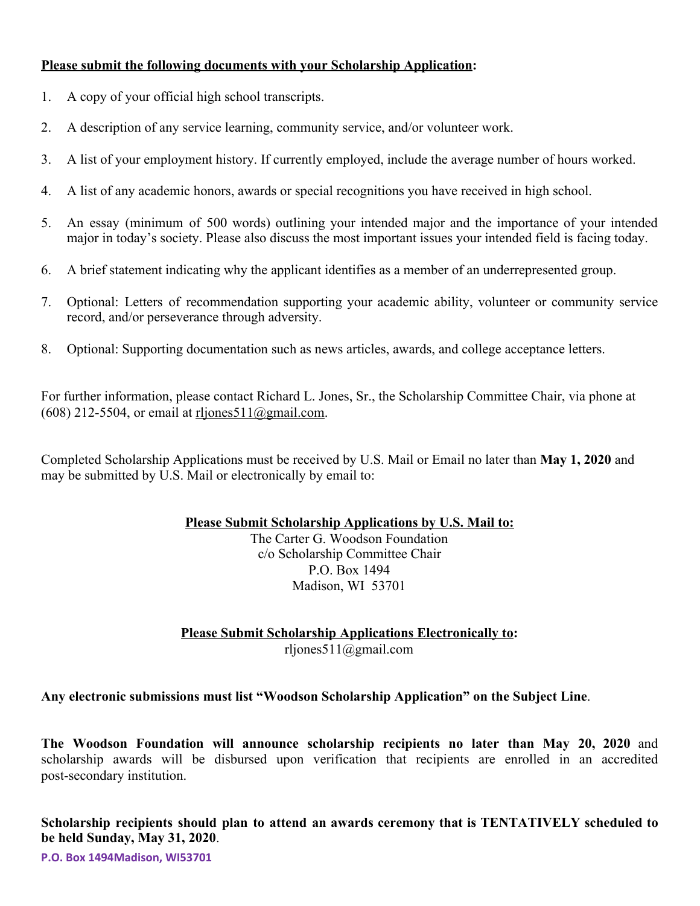**<u>Please submit the following documents with your Scholarship Application</u>:**

1. A copy of your official high school transcripts.
2. A description of any service learning, community service, and/or volunteer work.
3. A list of your employment history. If currently employed, include the average number of hours worked.
4. A list of any academic honors, awards or special recognitions you have received in high school.
5. An essay (minimum of 500 words) outlining your intended major and the importance of your intended major in today's society. Please also discuss the most important issues your intended field is facing today.
6. A brief statement indicating why the applicant identifies as a member of an underrepresented group.
7. Optional: Letters of recommendation supporting your academic ability, volunteer or community service record, and/or perseverance through adversity.
8. Optional: Supporting documentation such as news articles, awards, and college acceptance letters.

For further information, please contact Richard L. Jones, Sr., the Scholarship Committee Chair, via phone at (608) 212-5504, or email at rljones511@gmail.com.

Completed Scholarship Applications must be received by U.S. Mail or Email no later than **May 1, 2020** and may be submitted by U.S. Mail or electronically by email to:

**<u>Please Submit Scholarship Applications by U.S. Mail to:</u>**
The Carter G. Woodson Foundation
c/o Scholarship Committee Chair
P.O. Box 1494
Madison, WI 53701

**<u>Please Submit Scholarship Applications Electronically to</u>:**
rljones511@gmail.com

**Any electronic submissions must list "Woodson Scholarship Application" on the Subject Line**.

**The Woodson Foundation will announce scholarship recipients no later than May 20, 2020** and scholarship awards will be disbursed upon verification that recipients are enrolled in an accredited post-secondary institution.

**Scholarship recipients should plan to attend an awards ceremony that is TENTATIVELY scheduled to be held Sunday, May 31, 2020**.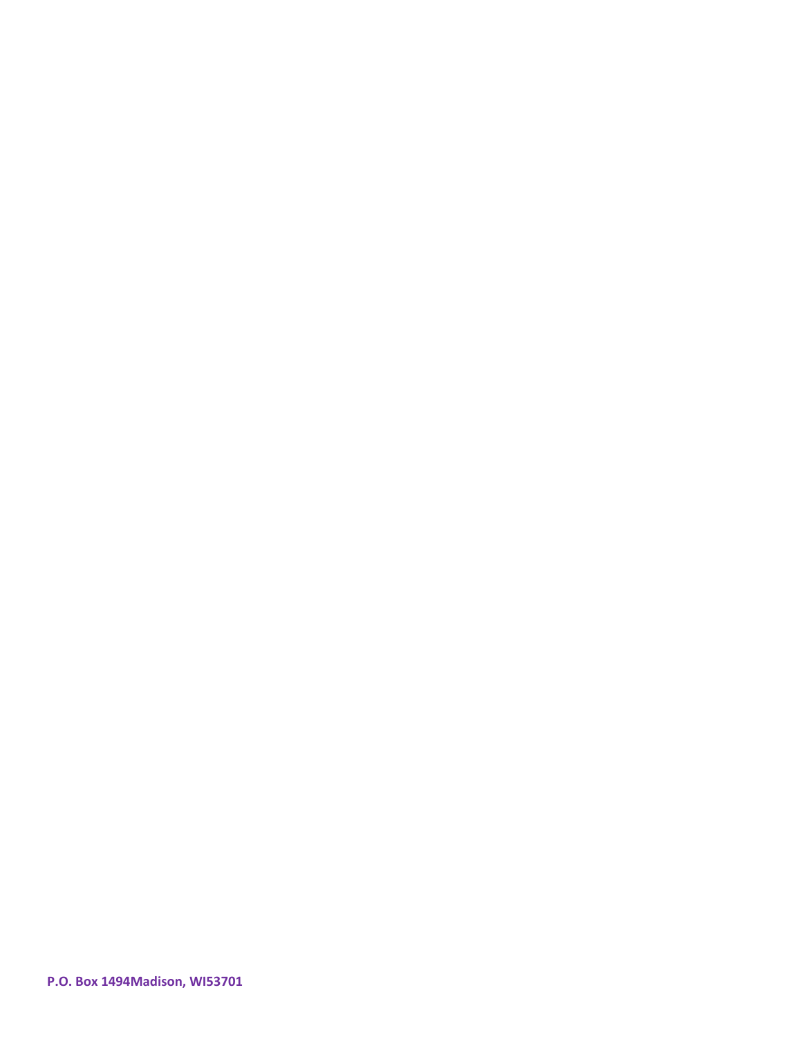**P.O. Box 1494Madison, WI53701**